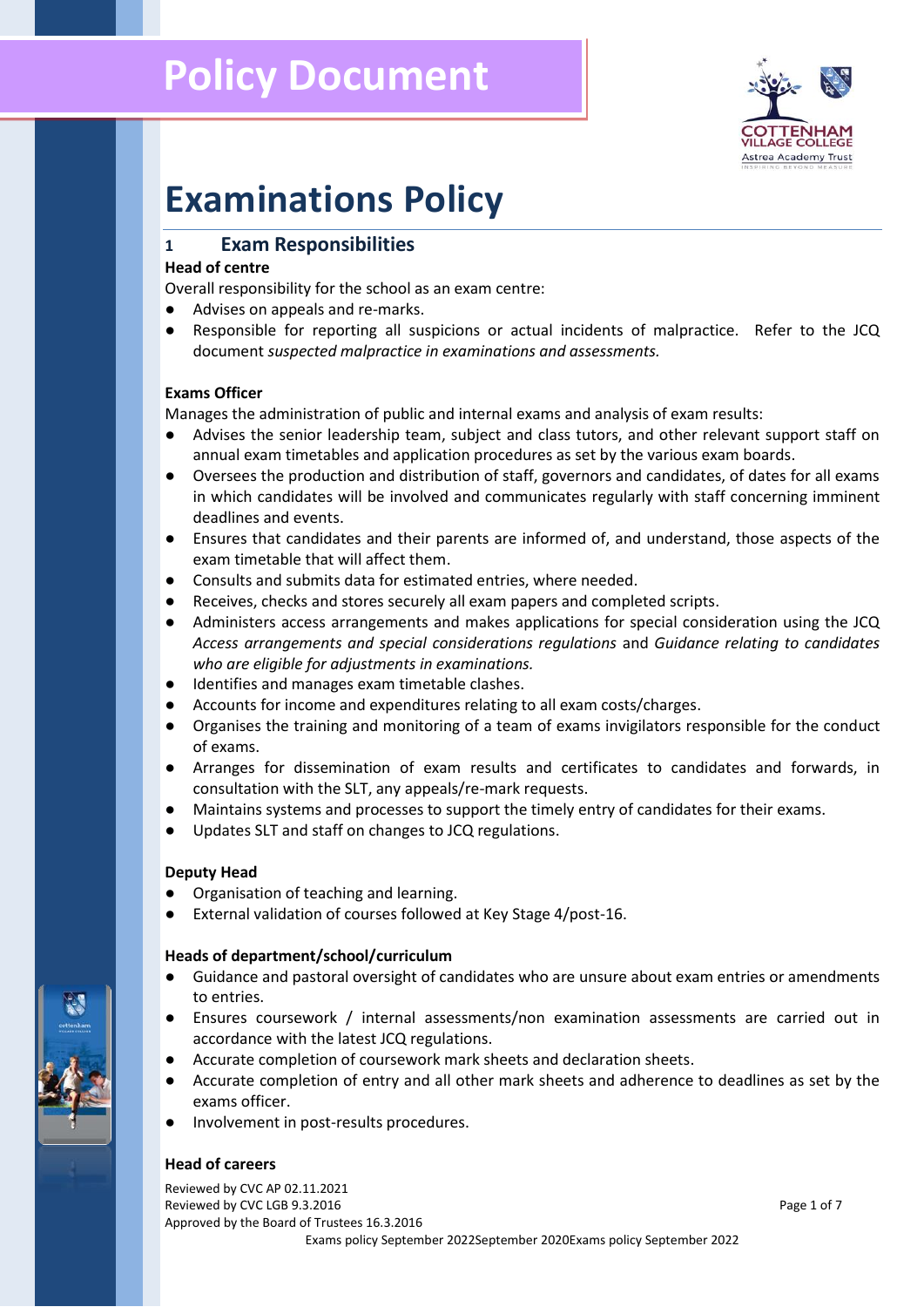# Policy Document

# Examinations Policy

## 1 Exam Responsibilities

**Head of centre**

Overall responsibility for the school as an exam centre:

- Advises on appeals and re-marks.
- Responsible for reporting all suspicions or actual incidents of malpractice. Refer to the JCQ document *suspected malpractice in examinations and assessments.*

**Exams Officer**

Manages the administration of public and internal exams and analysis of exam results:

- Advises the senior leadership team, subject and class tutors, and other relevant support staff on annual exam timetables and application procedures as set by the various exam boards.
- Oversees the production and distribution of staff, governors and candidates, of dates for all exams in which candidates will be involved and communicates regularly with staff concerning imminent deadlines and events.
- Ensures that candidates and their parents are informed of, and understand, those aspects of the exam timetable that will affect them.
- Consults and submits data for estimated entries, where needed.
- Receives, checks and stores securely all exam papers and completed scripts.
- Administers access arrangements and makes applications for special consideration using the JCQ *Access arrangements and special considerations regulations* and *Guidance relating to candidates who are eligible for adjustments in examinations.*
- Identifies and manages exam timetable clashes.
- Accounts for income and expenditures relating to all exam costs/charges.
- Organises the training and monitoring of a team of exams invigilators responsible for the conduct of exams.
- Arranges for dissemination of exam results and certificates to candidates and forwards, in consultation with the SLT, any appeals/re-mark requests.
- Maintains systems and processes to support the timely entry of candidates for their exams.
- Updates SLT and staff on changes to JCQ regulations.

**Deputy Head**

- Organisation of teaching and learning.
- External validation of courses followed at Key Stage 4/post-16.

**Heads of department/school/curriculum**

- Guidance and pastoral oversight of candidates who are unsure about exam entries or amendments to entries.
- Ensures coursework / internal assessments/non examination assessments are carried out in accordance with the latest JCQ regulations.
- Accurate completion of coursework mark sheets and declaration sheets.
- Accurate completion of entry and all other mark sheets and adherence to deadlines as set by the exams officer.
- Involvement in post-results procedures.

**Head of careers**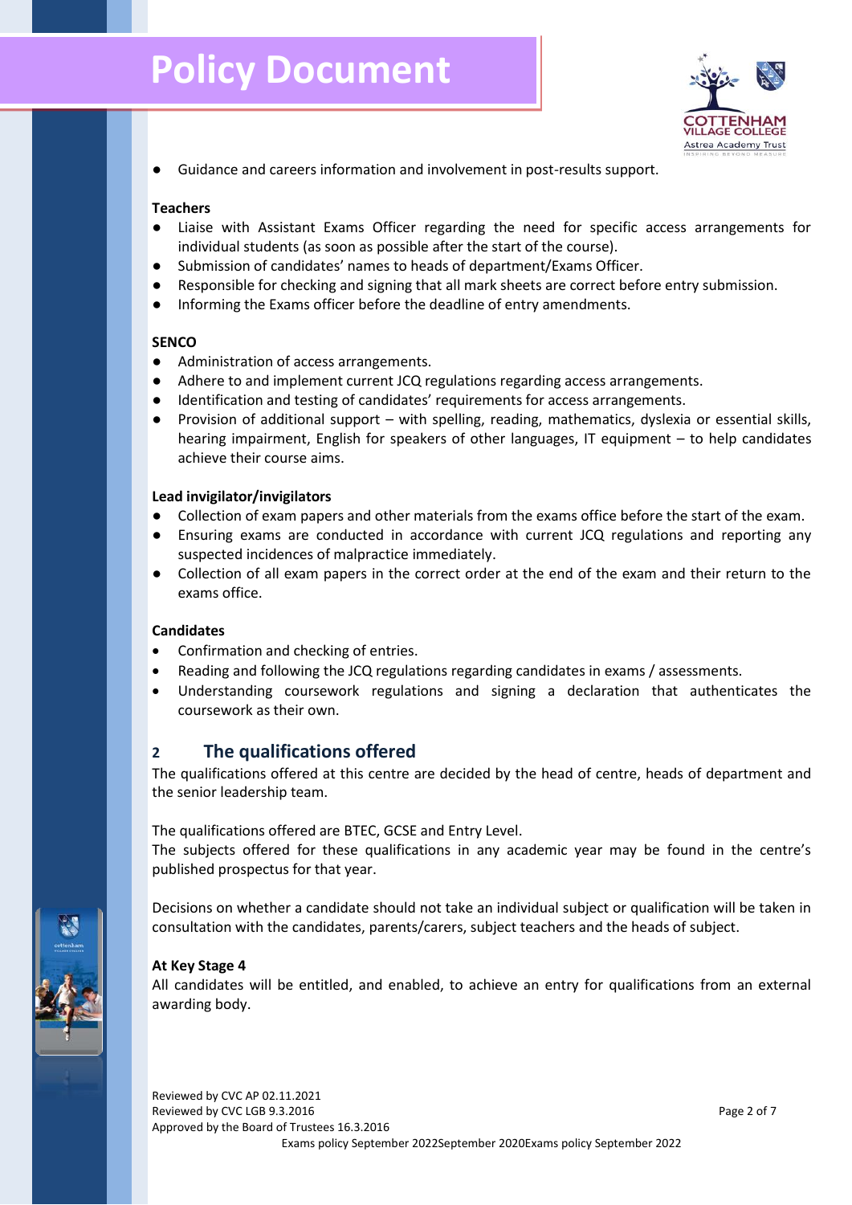- Guidance and careers information and involvement in post-results support.

**Teachers**

- Liaise with Assistant Exams Officer regarding the need for specific access arrangements for individual students (as soon as possible after the start of the course).
- Submission of candidates' names to heads of department/Exams Officer.
- Responsible for checking and signing that all mark sheets are correct before entry submission.
- Informing the Exams officer before the deadline of entry amendments.

**SENCO**

- Administration of access arrangements.
- Adhere to and implement current JCQ regulations regarding access arrangements.
- Identification and testing of candidates' requirements for access arrangements.
- Provision of additional support – with spelling, reading, mathematics, dyslexia or essential skills, hearing impairment, English for speakers of other languages, IT equipment – to help candidates achieve their course aims.

**Lead invigilator/invigilators**

- Collection of exam papers and other materials from the exams office before the start of the exam.
- Ensuring exams are conducted in accordance with current JCQ regulations and reporting any suspected incidences of malpractice immediately.
- Collection of all exam papers in the correct order at the end of the exam and their return to the exams office.

**Candidates**

- Confirmation and checking of entries.
- Reading and following the JCQ regulations regarding candidates in exams / assessments.
- Understanding coursework regulations and signing a declaration that authenticates the coursework as their own.

## 2 The qualifications offered

The qualifications offered at this centre are decided by the head of centre, heads of department and the senior leadership team.

The qualifications offered are BTEC, GCSE and Entry Level.
The subjects offered for these qualifications in any academic year may be found in the centre's published prospectus for that year.

Decisions on whether a candidate should not take an individual subject or qualification will be taken in consultation with the candidates, parents/carers, subject teachers and the heads of subject.

**At Key Stage 4**

All candidates will be entitled, and enabled, to achieve an entry for qualifications from an external awarding body.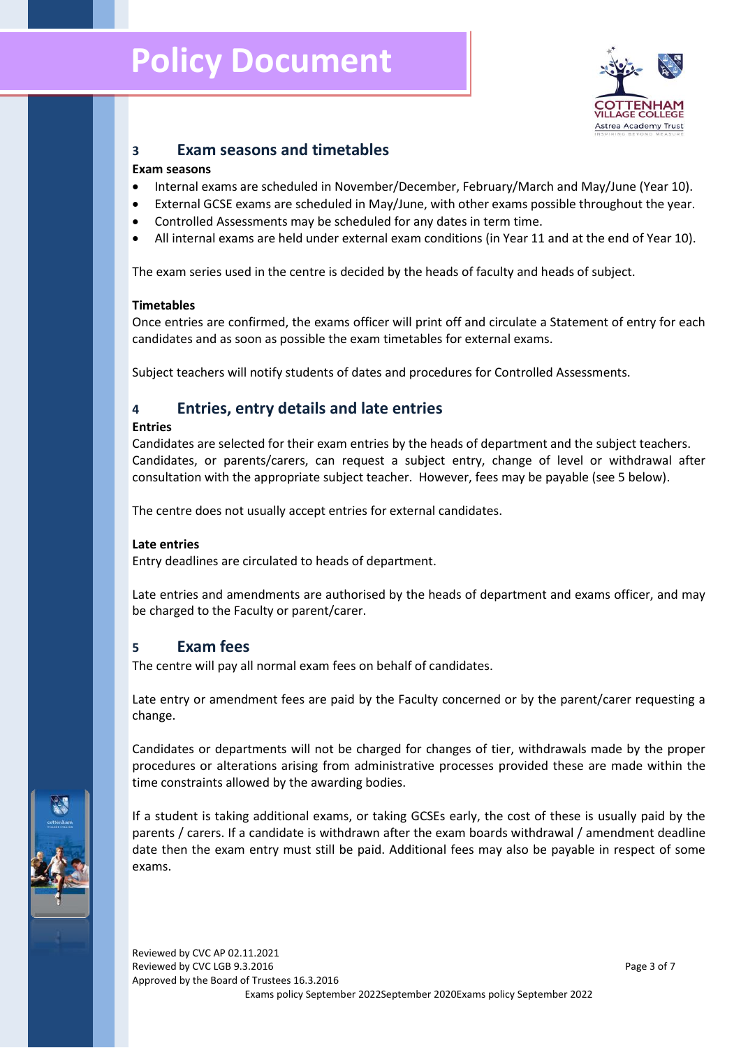## 3 Exam seasons and timetables

**Exam seasons**

- Internal exams are scheduled in November/December, February/March and May/June (Year 10).
- External GCSE exams are scheduled in May/June, with other exams possible throughout the year.
- Controlled Assessments may be scheduled for any dates in term time.
- All internal exams are held under external exam conditions (in Year 11 and at the end of Year 10).

The exam series used in the centre is decided by the heads of faculty and heads of subject.

**Timetables**

Once entries are confirmed, the exams officer will print off and circulate a Statement of entry for each candidates and as soon as possible the exam timetables for external exams.

Subject teachers will notify students of dates and procedures for Controlled Assessments.

## 4 Entries, entry details and late entries

**Entries**

Candidates are selected for their exam entries by the heads of department and the subject teachers. Candidates, or parents/carers, can request a subject entry, change of level or withdrawal after consultation with the appropriate subject teacher. However, fees may be payable (see 5 below).

The centre does not usually accept entries for external candidates.

**Late entries**

Entry deadlines are circulated to heads of department.

Late entries and amendments are authorised by the heads of department and exams officer, and may be charged to the Faculty or parent/carer.

## 5 Exam fees

The centre will pay all normal exam fees on behalf of candidates.

Late entry or amendment fees are paid by the Faculty concerned or by the parent/carer requesting a change.

Candidates or departments will not be charged for changes of tier, withdrawals made by the proper procedures or alterations arising from administrative processes provided these are made within the time constraints allowed by the awarding bodies.

If a student is taking additional exams, or taking GCSEs early, the cost of these is usually paid by the parents / carers. If a candidate is withdrawn after the exam boards withdrawal / amendment deadline date then the exam entry must still be paid. Additional fees may also be payable in respect of some exams.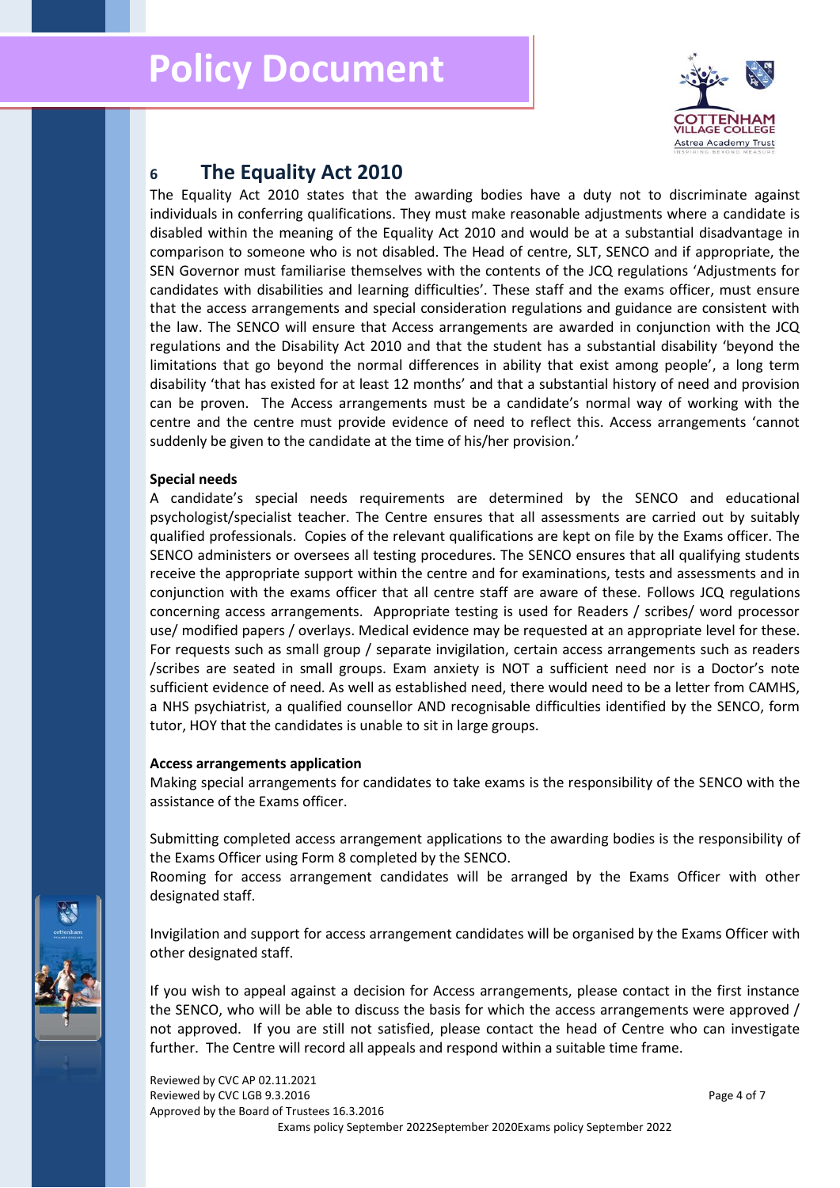## 6 The Equality Act 2010

The Equality Act 2010 states that the awarding bodies have a duty not to discriminate against individuals in conferring qualifications. They must make reasonable adjustments where a candidate is disabled within the meaning of the Equality Act 2010 and would be at a substantial disadvantage in comparison to someone who is not disabled. The Head of centre, SLT, SENCO and if appropriate, the SEN Governor must familiarise themselves with the contents of the JCQ regulations 'Adjustments for candidates with disabilities and learning difficulties'. These staff and the exams officer, must ensure that the access arrangements and special consideration regulations and guidance are consistent with the law. The SENCO will ensure that Access arrangements are awarded in conjunction with the JCQ regulations and the Disability Act 2010 and that the student has a substantial disability 'beyond the limitations that go beyond the normal differences in ability that exist among people', a long term disability 'that has existed for at least 12 months' and that a substantial history of need and provision can be proven. The Access arrangements must be a candidate's normal way of working with the centre and the centre must provide evidence of need to reflect this. Access arrangements 'cannot suddenly be given to the candidate at the time of his/her provision.'

**Special needs**

A candidate's special needs requirements are determined by the SENCO and educational psychologist/specialist teacher. The Centre ensures that all assessments are carried out by suitably qualified professionals. Copies of the relevant qualifications are kept on file by the Exams officer. The SENCO administers or oversees all testing procedures. The SENCO ensures that all qualifying students receive the appropriate support within the centre and for examinations, tests and assessments and in conjunction with the exams officer that all centre staff are aware of these. Follows JCQ regulations concerning access arrangements. Appropriate testing is used for Readers / scribes/ word processor use/ modified papers / overlays. Medical evidence may be requested at an appropriate level for these. For requests such as small group / separate invigilation, certain access arrangements such as readers /scribes are seated in small groups. Exam anxiety is NOT a sufficient need nor is a Doctor's note sufficient evidence of need. As well as established need, there would need to be a letter from CAMHS, a NHS psychiatrist, a qualified counsellor AND recognisable difficulties identified by the SENCO, form tutor, HOY that the candidates is unable to sit in large groups.

**Access arrangements application**

Making special arrangements for candidates to take exams is the responsibility of the SENCO with the assistance of the Exams officer.

Submitting completed access arrangement applications to the awarding bodies is the responsibility of the Exams Officer using Form 8 completed by the SENCO.

Rooming for access arrangement candidates will be arranged by the Exams Officer with other designated staff.

Invigilation and support for access arrangement candidates will be organised by the Exams Officer with other designated staff.

If you wish to appeal against a decision for Access arrangements, please contact in the first instance the SENCO, who will be able to discuss the basis for which the access arrangements were approved / not approved. If you are still not satisfied, please contact the head of Centre who can investigate further. The Centre will record all appeals and respond within a suitable time frame.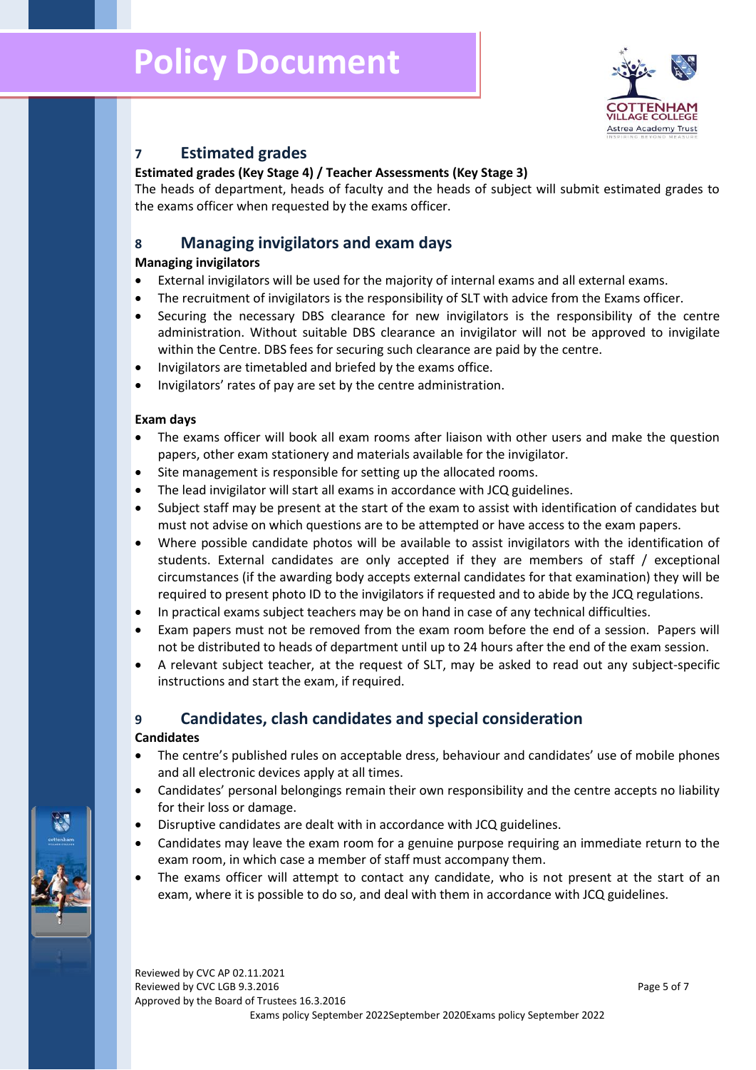## 7 Estimated grades

**Estimated grades (Key Stage 4) / Teacher Assessments (Key Stage 3)**

The heads of department, heads of faculty and the heads of subject will submit estimated grades to the exams officer when requested by the exams officer.

## 8 Managing invigilators and exam days

**Managing invigilators**

- External invigilators will be used for the majority of internal exams and all external exams.
- The recruitment of invigilators is the responsibility of SLT with advice from the Exams officer.
- Securing the necessary DBS clearance for new invigilators is the responsibility of the centre administration. Without suitable DBS clearance an invigilator will not be approved to invigilate within the Centre. DBS fees for securing such clearance are paid by the centre.
- Invigilators are timetabled and briefed by the exams office.
- Invigilators' rates of pay are set by the centre administration.

**Exam days**

- The exams officer will book all exam rooms after liaison with other users and make the question papers, other exam stationery and materials available for the invigilator.
- Site management is responsible for setting up the allocated rooms.
- The lead invigilator will start all exams in accordance with JCQ guidelines.
- Subject staff may be present at the start of the exam to assist with identification of candidates but must not advise on which questions are to be attempted or have access to the exam papers.
- Where possible candidate photos will be available to assist invigilators with the identification of students. External candidates are only accepted if they are members of staff / exceptional circumstances (if the awarding body accepts external candidates for that examination) they will be required to present photo ID to the invigilators if requested and to abide by the JCQ regulations.
- In practical exams subject teachers may be on hand in case of any technical difficulties.
- Exam papers must not be removed from the exam room before the end of a session. Papers will not be distributed to heads of department until up to 24 hours after the end of the exam session.
- A relevant subject teacher, at the request of SLT, may be asked to read out any subject-specific instructions and start the exam, if required.

## 9 Candidates, clash candidates and special consideration

**Candidates**

- The centre's published rules on acceptable dress, behaviour and candidates' use of mobile phones and all electronic devices apply at all times.
- Candidates' personal belongings remain their own responsibility and the centre accepts no liability for their loss or damage.
- Disruptive candidates are dealt with in accordance with JCQ guidelines.
- Candidates may leave the exam room for a genuine purpose requiring an immediate return to the exam room, in which case a member of staff must accompany them.
- The exams officer will attempt to contact any candidate, who is not present at the start of an exam, where it is possible to do so, and deal with them in accordance with JCQ guidelines.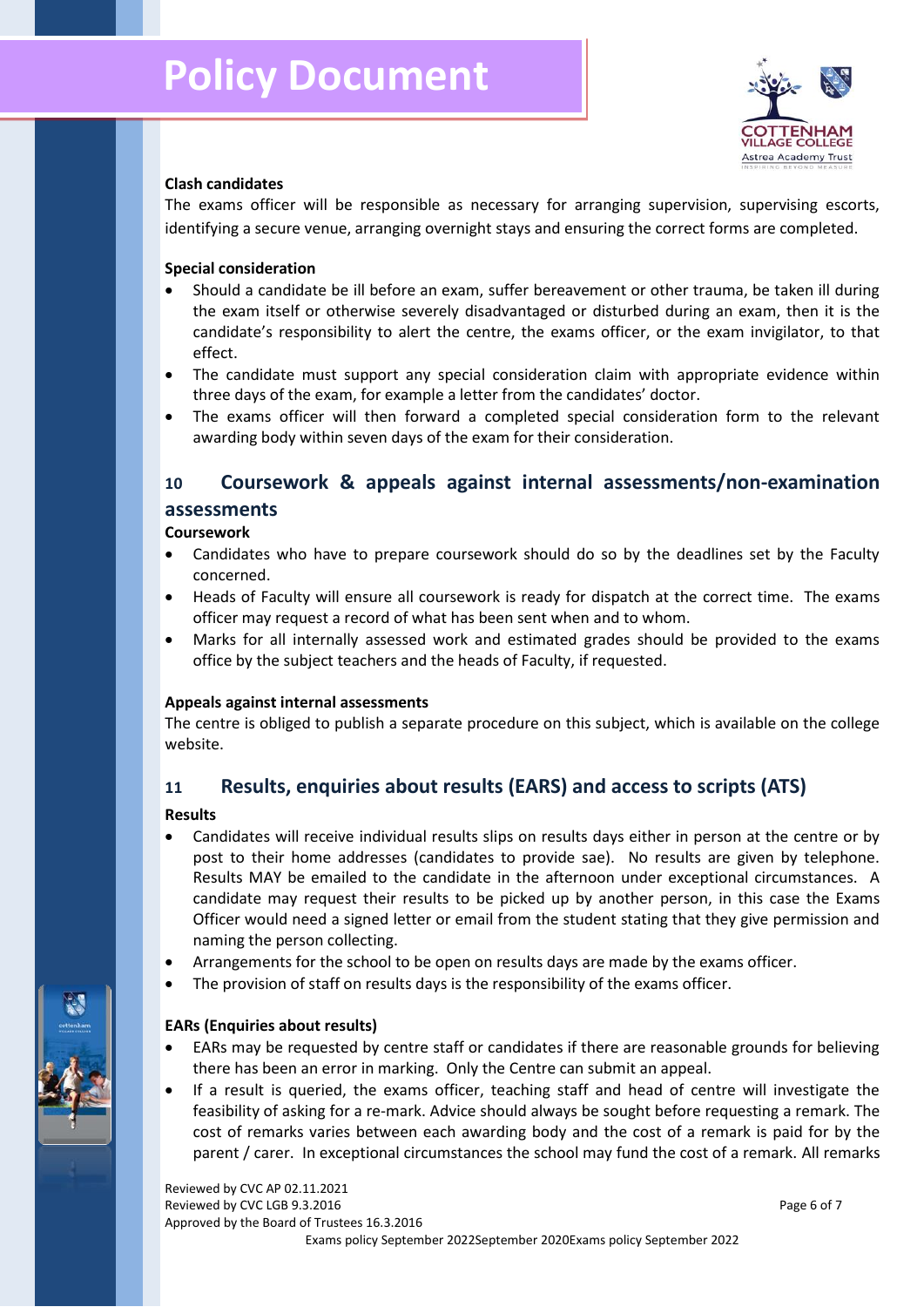### Clash candidates

The exams officer will be responsible as necessary for arranging supervision, supervising escorts, identifying a secure venue, arranging overnight stays and ensuring the correct forms are completed.

### Special consideration

- Should a candidate be ill before an exam, suffer bereavement or other trauma, be taken ill during the exam itself or otherwise severely disadvantaged or disturbed during an exam, then it is the candidate's responsibility to alert the centre, the exams officer, or the exam invigilator, to that effect.
- The candidate must support any special consideration claim with appropriate evidence within three days of the exam, for example a letter from the candidates' doctor.
- The exams officer will then forward a completed special consideration form to the relevant awarding body within seven days of the exam for their consideration.

## 10 Coursework & appeals against internal assessments/non-examination assessments

### Coursework

- Candidates who have to prepare coursework should do so by the deadlines set by the Faculty concerned.
- Heads of Faculty will ensure all coursework is ready for dispatch at the correct time. The exams officer may request a record of what has been sent when and to whom.
- Marks for all internally assessed work and estimated grades should be provided to the exams office by the subject teachers and the heads of Faculty, if requested.

### Appeals against internal assessments

The centre is obliged to publish a separate procedure on this subject, which is available on the college website.

## 11 Results, enquiries about results (EARS) and access to scripts (ATS)

### Results

- Candidates will receive individual results slips on results days either in person at the centre or by post to their home addresses (candidates to provide sae). No results are given by telephone. Results MAY be emailed to the candidate in the afternoon under exceptional circumstances. A candidate may request their results to be picked up by another person, in this case the Exams Officer would need a signed letter or email from the student stating that they give permission and naming the person collecting.
- Arrangements for the school to be open on results days are made by the exams officer.
- The provision of staff on results days is the responsibility of the exams officer.

### EARs (Enquiries about results)

- EARs may be requested by centre staff or candidates if there are reasonable grounds for believing there has been an error in marking. Only the Centre can submit an appeal.
- If a result is queried, the exams officer, teaching staff and head of centre will investigate the feasibility of asking for a re-mark. Advice should always be sought before requesting a remark. The cost of remarks varies between each awarding body and the cost of a remark is paid for by the parent / carer. In exceptional circumstances the school may fund the cost of a remark. All remarks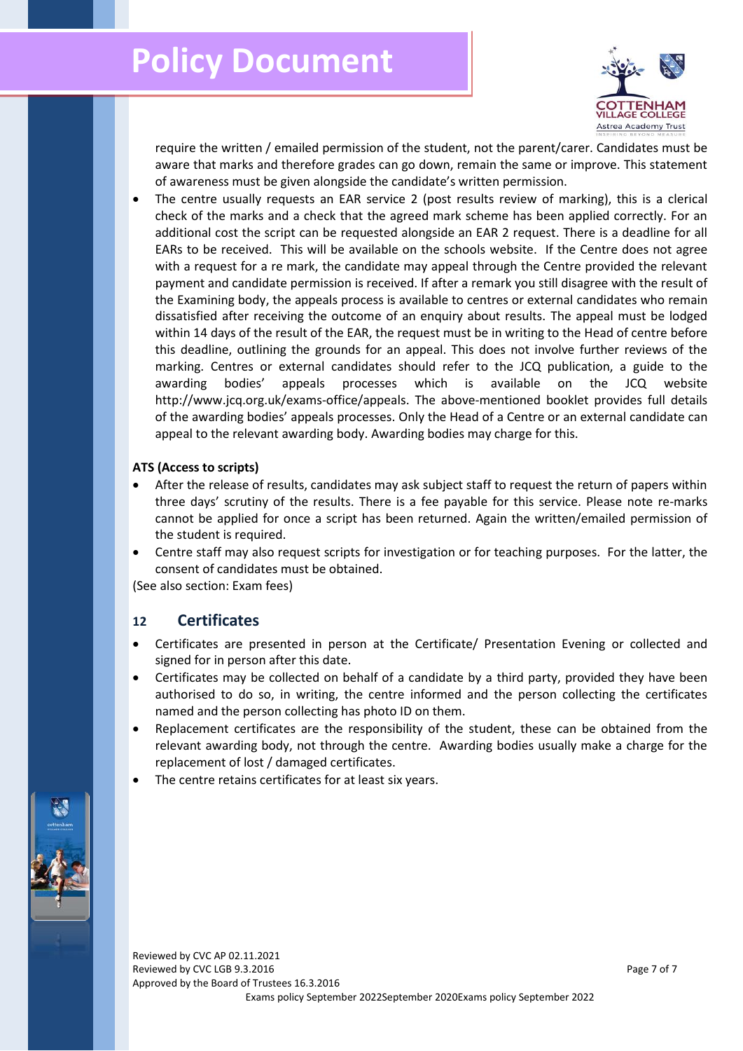require the written / emailed permission of the student, not the parent/carer. Candidates must be aware that marks and therefore grades can go down, remain the same or improve. This statement of awareness must be given alongside the candidate's written permission.

- The centre usually requests an EAR service 2 (post results review of marking), this is a clerical check of the marks and a check that the agreed mark scheme has been applied correctly. For an additional cost the script can be requested alongside an EAR 2 request. There is a deadline for all EARs to be received. This will be available on the schools website. If the Centre does not agree with a request for a re mark, the candidate may appeal through the Centre provided the relevant payment and candidate permission is received. If after a remark you still disagree with the result of the Examining body, the appeals process is available to centres or external candidates who remain dissatisfied after receiving the outcome of an enquiry about results. The appeal must be lodged within 14 days of the result of the EAR, the request must be in writing to the Head of centre before this deadline, outlining the grounds for an appeal. This does not involve further reviews of the marking. Centres or external candidates should refer to the JCQ publication, a guide to the awarding bodies' appeals processes which is available on the JCQ website http://www.jcq.org.uk/exams-office/appeals. The above-mentioned booklet provides full details of the awarding bodies' appeals processes. Only the Head of a Centre or an external candidate can appeal to the relevant awarding body. Awarding bodies may charge for this.

**ATS (Access to scripts)**

- After the release of results, candidates may ask subject staff to request the return of papers within three days' scrutiny of the results. There is a fee payable for this service. Please note re-marks cannot be applied for once a script has been returned. Again the written/emailed permission of the student is required.
- Centre staff may also request scripts for investigation or for teaching purposes. For the latter, the consent of candidates must be obtained.

(See also section: Exam fees)

## 12 Certificates

- Certificates are presented in person at the Certificate/ Presentation Evening or collected and signed for in person after this date.
- Certificates may be collected on behalf of a candidate by a third party, provided they have been authorised to do so, in writing, the centre informed and the person collecting the certificates named and the person collecting has photo ID on them.
- Replacement certificates are the responsibility of the student, these can be obtained from the relevant awarding body, not through the centre. Awarding bodies usually make a charge for the replacement of lost / damaged certificates.
- The centre retains certificates for at least six years.

Reviewed by CVC AP 02.11.2021
Reviewed by CVC LGB 9.3.2016
Approved by the Board of Trustees 16.3.2016